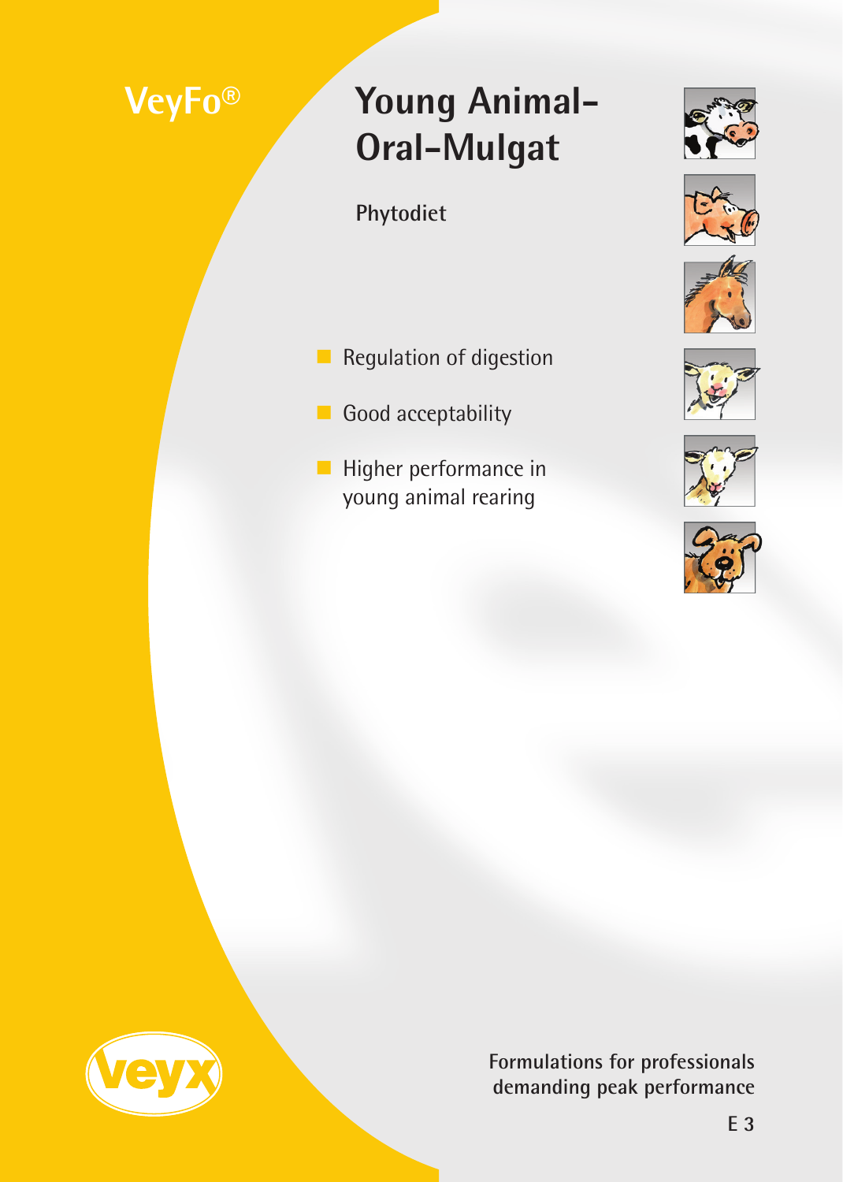VeyFo®

# Young Animal-Oral-Mulgat

Phytodiet

- Regulation of digestion
- Good acceptability
- Higher performance in young animal rearing

veyx

Formulations for professionals demanding peak performance

E 3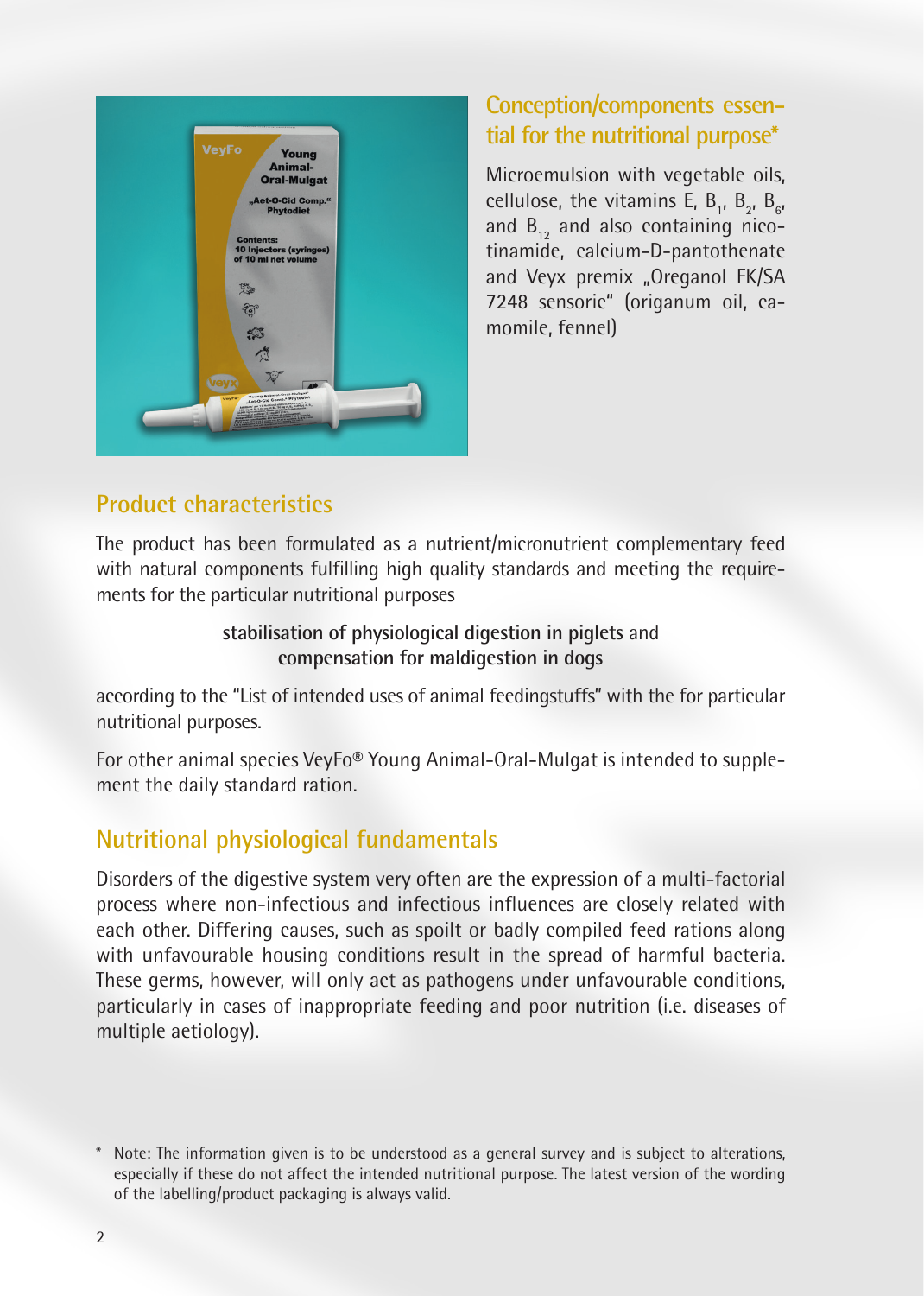## Conception/components essential for the nutritional purpose*

Microemulsion with vegetable oils, cellulose, the vitamins E, $B_1$, $B_2$, $B_6$, and $B_{12}$ and also containing nicotinamide, calcium-D-pantothenate and Veyx premix „Oreganol FK/SA 7248 sensoric" (origanum oil, camomile, fennel)

## Product characteristics

The product has been formulated as a nutrient/micronutrient complementary feed with natural components fulfilling high quality standards and meeting the requirements for the particular nutritional purposes

**stabilisation of physiological digestion in piglets** and
**compensation for maldigestion in dogs**

according to the "List of intended uses of animal feedingstuffs" with the for particular nutritional purposes.

For other animal species VeyFo® Young Animal-Oral-Mulgat is intended to supplement the daily standard ration.

## Nutritional physiological fundamentals

Disorders of the digestive system very often are the expression of a multi-factorial process where non-infectious and infectious influences are closely related with each other. Differing causes, such as spoilt or badly compiled feed rations along with unfavourable housing conditions result in the spread of harmful bacteria. These germs, however, will only act as pathogens under unfavourable conditions, particularly in cases of inappropriate feeding and poor nutrition (i.e. diseases of multiple aetiology).

\* Note: The information given is to be understood as a general survey and is subject to alterations, especially if these do not affect the intended nutritional purpose. The latest version of the wording of the labelling/product packaging is always valid.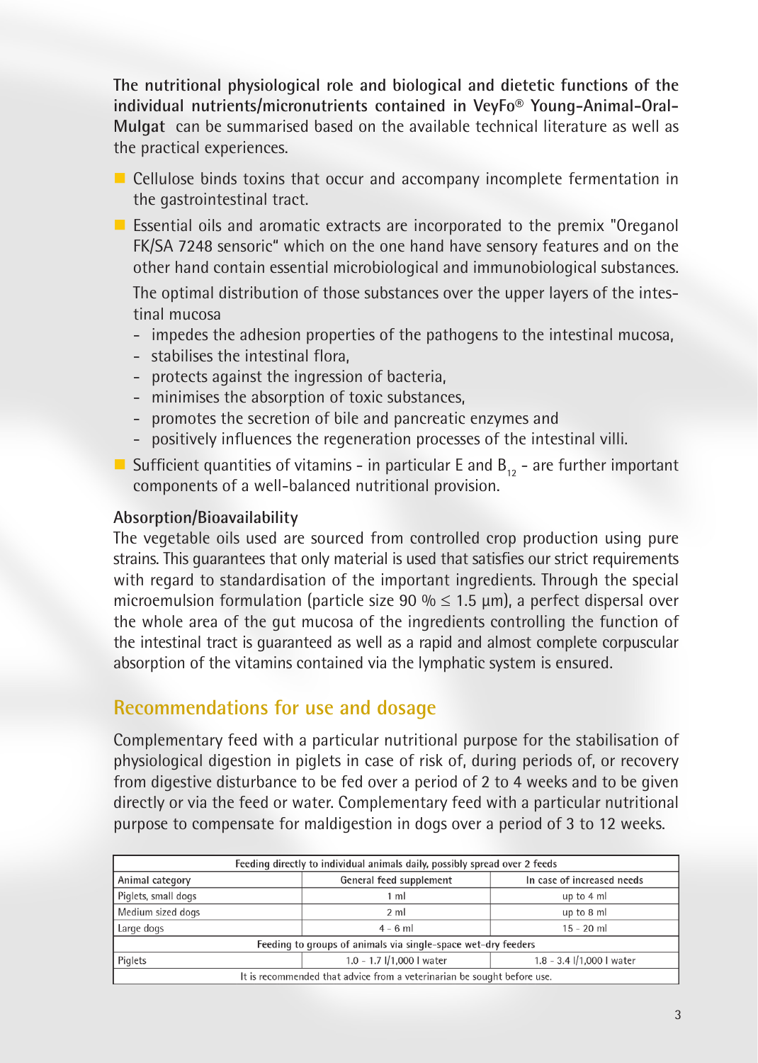**The nutritional physiological role and biological and dietetic functions of the individual nutrients/micronutrients contained in VeyFo® Young-Animal-Oral-Mulgat** can be summarised based on the available technical literature as well as the practical experiences.

- Cellulose binds toxins that occur and accompany incomplete fermentation in the gastrointestinal tract.
- Essential oils and aromatic extracts are incorporated to the premix "Oreganol FK/SA 7248 sensoric" which on the one hand have sensory features and on the other hand contain essential microbiological and immunobiological substances.

  The optimal distribution of those substances over the upper layers of the intestinal mucosa
  - impedes the adhesion properties of the pathogens to the intestinal mucosa,
  - stabilises the intestinal flora,
  - protects against the ingression of bacteria,
  - minimises the absorption of toxic substances,
  - promotes the secretion of bile and pancreatic enzymes and
  - positively influences the regeneration processes of the intestinal villi.
- Sufficient quantities of vitamins - in particular E and $B_{12}$ - are further important components of a well-balanced nutritional provision.

**Absorption/Bioavailability**

The vegetable oils used are sourced from controlled crop production using pure strains. This guarantees that only material is used that satisfies our strict requirements with regard to standardisation of the important ingredients. Through the special microemulsion formulation (particle size 90 % ≤ 1.5 µm), a perfect dispersal over the whole area of the gut mucosa of the ingredients controlling the function of the intestinal tract is guaranteed as well as a rapid and almost complete corpuscular absorption of the vitamins contained via the lymphatic system is ensured.

## Recommendations for use and dosage

Complementary feed with a particular nutritional purpose for the stabilisation of physiological digestion in piglets in case of risk of, during periods of, or recovery from digestive disturbance to be fed over a period of 2 to 4 weeks and to be given directly or via the feed or water. Complementary feed with a particular nutritional purpose to compensate for maldigestion in dogs over a period of 3 to 12 weeks.

| Feeding directly to individual animals daily, possibly spread over 2 feeds | | |
|---|---|---|
| Animal category | General feed supplement | In case of increased needs |
| Piglets, small dogs | 1 ml | up to 4 ml |
| Medium sized dogs | 2 ml | up to 8 ml |
| Large dogs | 4 - 6 ml | 15 - 20 ml |
| Feeding to groups of animals via single-space wet-dry feeders | | |
| Piglets | 1.0 - 1.7 l/1,000 l water | 1.8 - 3.4 l/1,000 l water |
| It is recommended that advice from a veterinarian be sought before use. | | |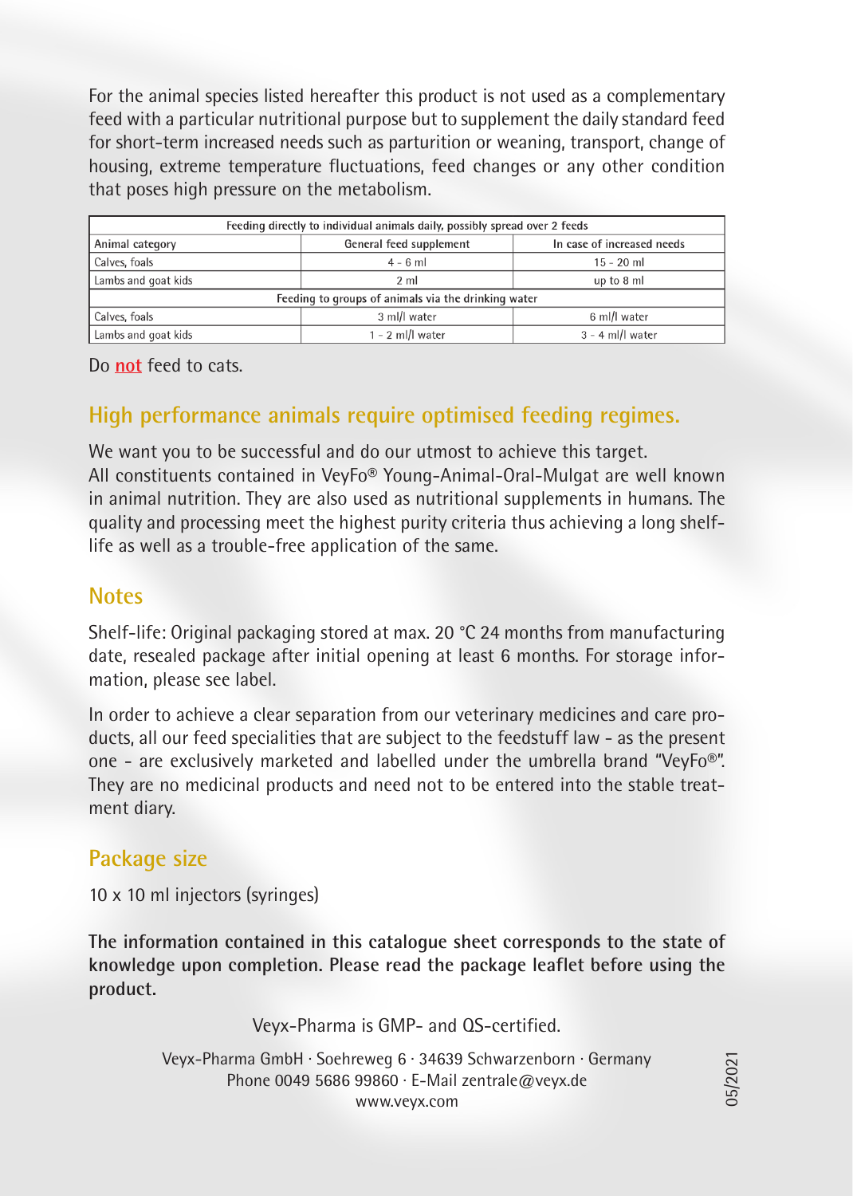For the animal species listed hereafter this product is not used as a complementary feed with a particular nutritional purpose but to supplement the daily standard feed for short-term increased needs such as parturition or weaning, transport, change of housing, extreme temperature fluctuations, feed changes or any other condition that poses high pressure on the metabolism.

| Feeding directly to individual animals daily, possibly spread over 2 feeds | | |
|---|---|---|
| Animal category | General feed supplement | In case of increased needs |
| Calves, foals | 4 - 6 ml | 15 - 20 ml |
| Lambs and goat kids | 2 ml | up to 8 ml |
| Feeding to groups of animals via the drinking water | | |
| Calves, foals | 3 ml/l water | 6 ml/l water |
| Lambs and goat kids | 1 - 2 ml/l water | 3 - 4 ml/l water |

Do **not** feed to cats.

## High performance animals require optimised feeding regimes.

We want you to be successful and do our utmost to achieve this target.
All constituents contained in VeyFo® Young-Animal-Oral-Mulgat are well known in animal nutrition. They are also used as nutritional supplements in humans. The quality and processing meet the highest purity criteria thus achieving a long shelf-life as well as a trouble-free application of the same.

## Notes

Shelf-life: Original packaging stored at max. 20 °C 24 months from manufacturing date, resealed package after initial opening at least 6 months. For storage information, please see label.

In order to achieve a clear separation from our veterinary medicines and care products, all our feed specialities that are subject to the feedstuff law - as the present one - are exclusively marketed and labelled under the umbrella brand "VeyFo®". They are no medicinal products and need not to be entered into the stable treatment diary.

## Package size

10 x 10 ml injectors (syringes)

**The information contained in this catalogue sheet corresponds to the state of knowledge upon completion. Please read the package leaflet before using the product.**

Veyx-Pharma is GMP- and QS-certified.

Veyx-Pharma GmbH · Soehreweg 6 · 34639 Schwarzenborn · Germany
Phone 0049 5686 99860 · E-Mail zentrale@veyx.de
www.veyx.com

05/2021